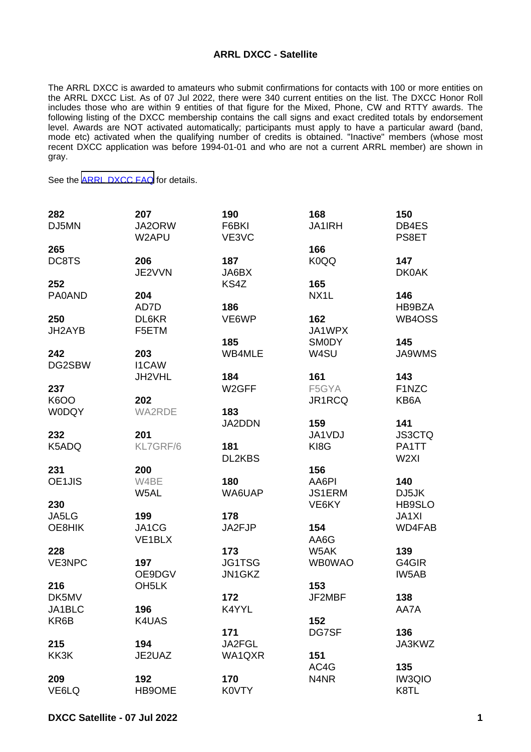**ARRL DXCC - Satellite**

The ARRL DXCC is awarded to amateurs who submit confirmations for contacts with 100 or more entities on the ARRL DXCC List. As of 07 Jul 2022, there were 340 current entities on the list. The DXCC Honor Roll includes those who are within 9 entities of that figure for the Mixed, Phone, CW and RTTY awards. The following listing of the DXCC membership contains the call signs and exact credited totals by endorsement level. Awards are NOT activated automatically; participants must apply to have a particular award (band, mode etc) activated when the qualifying number of credits is obtained. "Inactive" members (whose most recent DXCC application was before 1994-01-01 and who are not a current ARRL member) are shown in gray.

See the [ARRL DXCC FAQ] for details.

**282**
DJ5MN

**265**
DC8TS

**252**
PA0AND

**250**
JH2AYB

**242**
DG2SBW

**237**
K6OO
W0DQY

**232**
K5ADQ

**231**
OE1JIS

**230**
JA5LG
OE8HIK

**228**
VE3NPC

**216**
DK5MV
JA1BLC
KR6B

**215**
KK3K

**209**
VE6LQ

**207**
JA2ORW
W2APU

**206**
JE2VVN

**204**
AD7D
DL6KR
F5ETM

**203**
I1CAW
JH2VHL

**202**
WA2RDE

**201**
KL7GRF/6

**200**
W4BE
W5AL

**199**
JA1CG
VE1BLX

**197**
OE9DGV
OH5LK

**196**
K4UAS

**194**
JE2UAZ

**192**
HB9OME

**190**
F6BKI
VE3VC

**187**
JA6BX
KS4Z

**186**
VE6WP

**185**
WB4MLE

**184**
W2GFF

**183**
JA2DDN

**181**
DL2KBS

**180**
WA6UAP

**178**
JA2FJP

**173**
JG1TSG
JN1GKZ

**172**
K4YYL

**171**
JA2FGL
WA1QXR

**170**
K0VTY

**168**
JA1IRH

**166**
K0QQ

**165**
NX1L

**162**
JA1WPX
SM0DY
W4SU

**161**
F5GYA
JR1RCQ

**159**
JA1VDJ
KI8G

**156**
AA6PI
JS1ERM
VE6KY

**154**
AA6G
W5AK
WB0WAO

**153**
JF2MBF

**152**
DG7SF

**151**
AC4G
N4NR

**150**
DB4ES
PS8ET

**147**
DK0AK

**146**
HB9BZA
WB4OSS

**145**
JA9WMS

**143**
F1NZC
KB6A

**141**
JS3CTQ
PA1TT
W2XI

**140**
DJ5JK
HB9SLO
JA1XI
WD4FAB

**139**
G4GIR
IW5AB

**138**
AA7A

**136**
JA3KWZ

**135**
IW3QIO
K8TL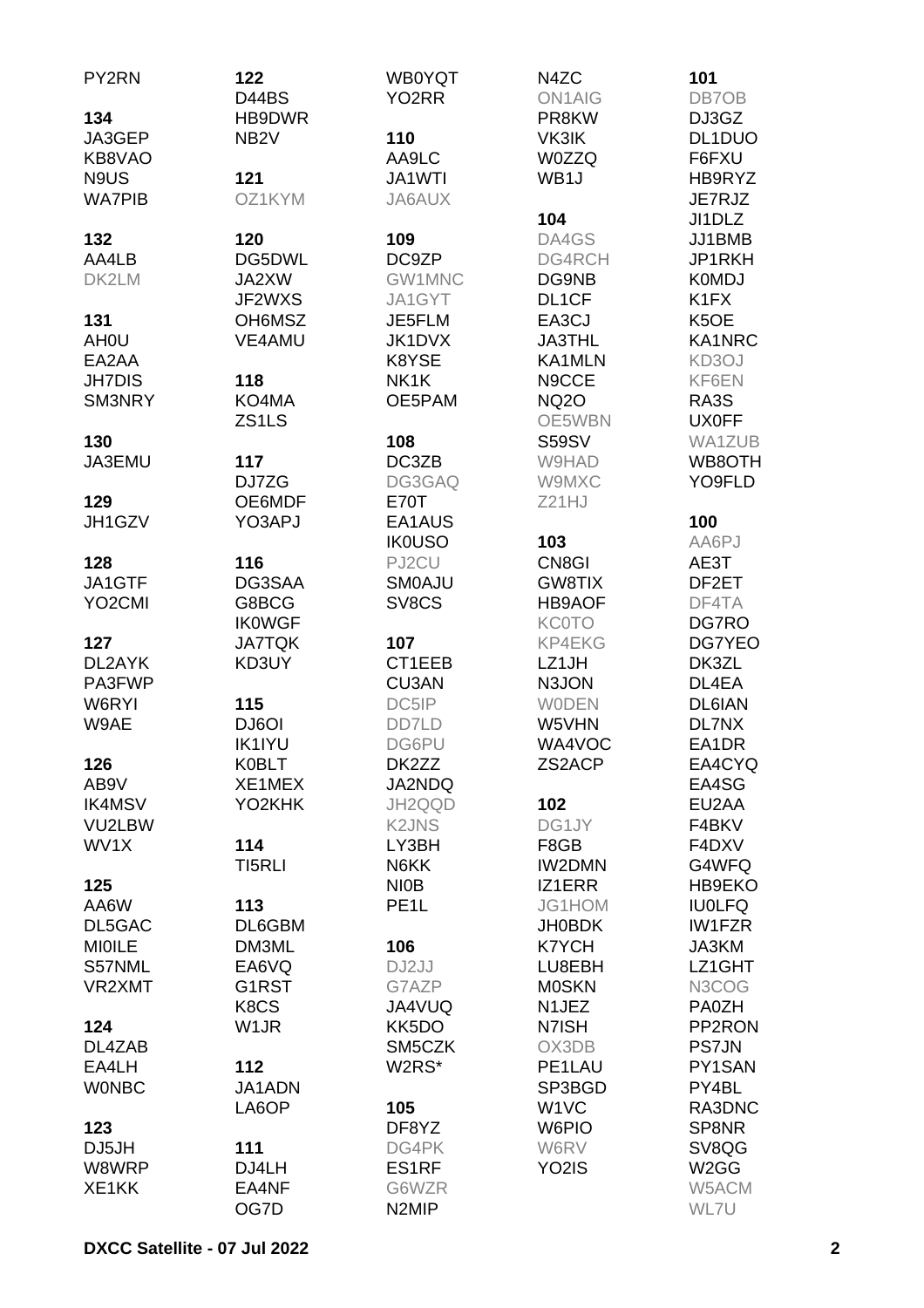PY2RN

**134**
JA3GEP
KB8VAO
N9US
WA7PIB

**132**
AA4LB
DK2LM

**131**
AH0U
EA2AA
JH7DIS
SM3NRY

**130**
JA3EMU

**129**
JH1GZV

**128**
JA1GTF
YO2CMI

**127**
DL2AYK
PA3FWP
W6RYI
W9AE

**126**
AB9V
IK4MSV
VU2LBW
WV1X

**125**
AA6W
DL5GAC
MI0ILE
S57NML
VR2XMT

**124**
DL4ZAB
EA4LH
W0NBC

**123**
DJ5JH
W8WRP
XE1KK

**122**
D44BS
HB9DWR
NB2V

**121**
OZ1KYM

**120**
DG5DWL
JA2XW
JF2WXS
OH6MSZ
VE4AMU

**118**
KO4MA
ZS1LS

**117**
DJ7ZG
OE6MDF
YO3APJ

**116**
DG3SAA
G8BCG
IK0WGF
JA7TQK
KD3UY

**115**
DJ6OI
IK1IYU
K0BLT
XE1MEX
YO2KHK

**114**
TI5RLI

**113**
DL6GBM
DM3ML
EA6VQ
G1RST
K8CS
W1JR

**112**
JA1ADN
LA6OP

**111**
DJ4LH
EA4NF
OG7D

WB0YQT
YO2RR

**110**
AA9LC
JA1WTI
JA6AUX

**109**
DC9ZP
GW1MNC
JA1GYT
JE5FLM
JK1DVX
K8YSE
NK1K
OE5PAM

**108**
DC3ZB
DG3GAQ
E70T
EA1AUS
IK0USO
PJ2CU
SM0AJU
SV8CS

**107**
CT1EEB
CU3AN
DC5IP
DD7LD
DG6PU
DK2ZZ
JA2NDQ
JH2QQD
K2JNS
LY3BH
N6KK
NI0B
PE1L

**106**
DJ2JJ
G7AZP
JA4VUQ
KK5DO
SM5CZK
W2RS*

**105**
DF8YZ
DG4PK
ES1RF
G6WZR
N2MIP

N4ZC
ON1AIG
PR8KW
VK3IK
W0ZZQ
WB1J

**104**
DA4GS
DG4RCH
DG9NB
DL1CF
EA3CJ
JA3THL
KA1MLN
N9CCE
NQ2O
OE5WBN
S59SV
W9HAD
W9MXC
Z21HJ

**103**
CN8GI
GW8TIX
HB9AOF
KC0TO
KP4EKG
LZ1JH
N3JON
W0DEN
W5VHN
WA4VOC
ZS2ACP

**102**
DG1JY
F8GB
IW2DMN
IZ1ERR
JG1HOM
JH0BDK
K7YCH
LU8EBH
M0SKN
N1JEZ
N7ISH
OX3DB
PE1LAU
SP3BGD
W1VC
W6PIO
W6RV
YO2IS

**101**
DB7OB
DJ3GZ
DL1DUO
F6FXU
HB9RYZ
JE7RJZ
JI1DLZ
JJ1BMB
JP1RKH
K0MDJ
K1FX
K5OE
KA1NRC
KD3OJ
KF6EN
RA3S
UX0FF
WA1ZUB
WB8OTH
YO9FLD

**100**
AA6PJ
AE3T
DF2ET
DF4TA
DG7RO
DG7YEO
DK3ZL
DL4EA
DL6IAN
DL7NX
EA1DR
EA4CYQ
EA4SG
EU2AA
F4BKV
F4DXV
G4WFQ
HB9EKO
IU0LFQ
IW1FZR
JA3KM
LZ1GHT
N3COG
PA0ZH
PP2RON
PS7JN
PY1SAN
PY4BL
RA3DNC
SP8NR
SV8QG
W2GG
W5ACM
WL7U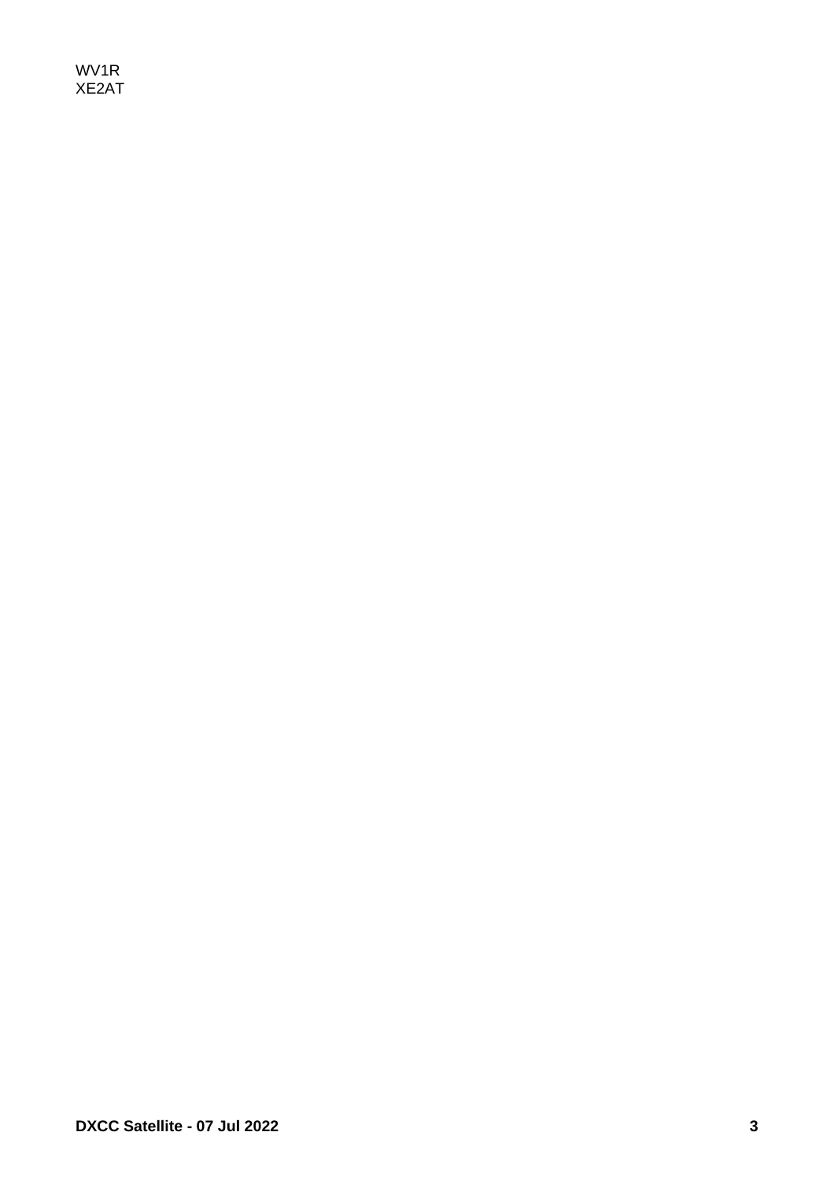WV1R
XE2AT